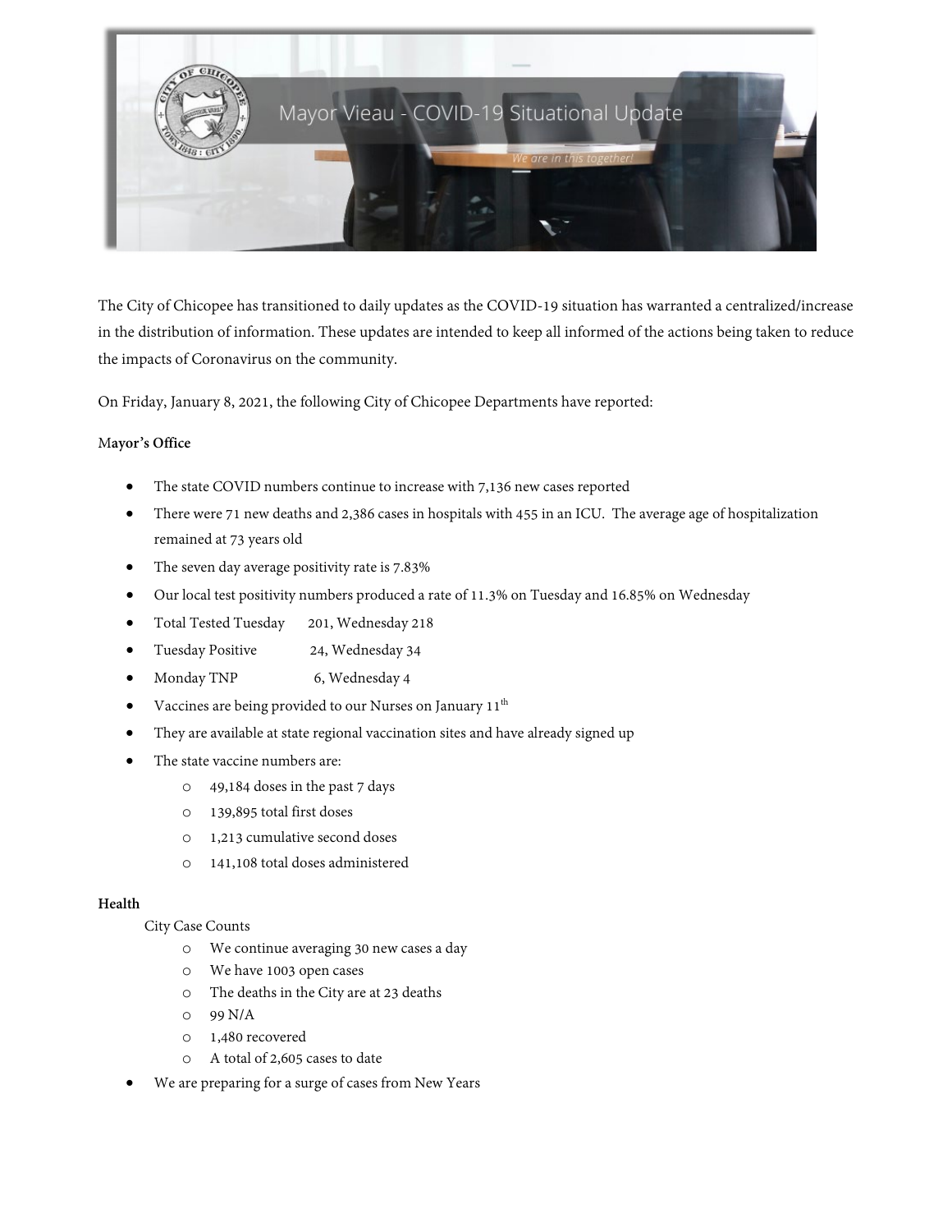Mayor Vieau - COVID-19 Situational Update

*We are in this together!*

The City of Chicopee has transitioned to daily updates as the COVID-19 situation has warranted a centralized/increase in the distribution of information. These updates are intended to keep all informed of the actions being taken to reduce the impacts of Coronavirus on the community.

On Friday, January 8, 2021, the following City of Chicopee Departments have reported:

**Mayor's Office**

- The state COVID numbers continue to increase with 7,136 new cases reported
- There were 71 new deaths and 2,386 cases in hospitals with 455 in an ICU. The average age of hospitalization remained at 73 years old
- The seven day average positivity rate is 7.83%
- Our local test positivity numbers produced a rate of 11.3% on Tuesday and 16.85% on Wednesday
- Total Tested Tuesday 201, Wednesday 218
- Tuesday Positive 24, Wednesday 34
- Monday TNP 6, Wednesday 4
- Vaccines are being provided to our Nurses on January 11th
- They are available at state regional vaccination sites and have already signed up
- The state vaccine numbers are:
  - 49,184 doses in the past 7 days
  - 139,895 total first doses
  - 1,213 cumulative second doses
  - 141,108 total doses administered

**Health**

City Case Counts

- We continue averaging 30 new cases a day
- We have 1003 open cases
- The deaths in the City are at 23 deaths
- 99 N/A
- 1,480 recovered
- A total of 2,605 cases to date

- We are preparing for a surge of cases from New Years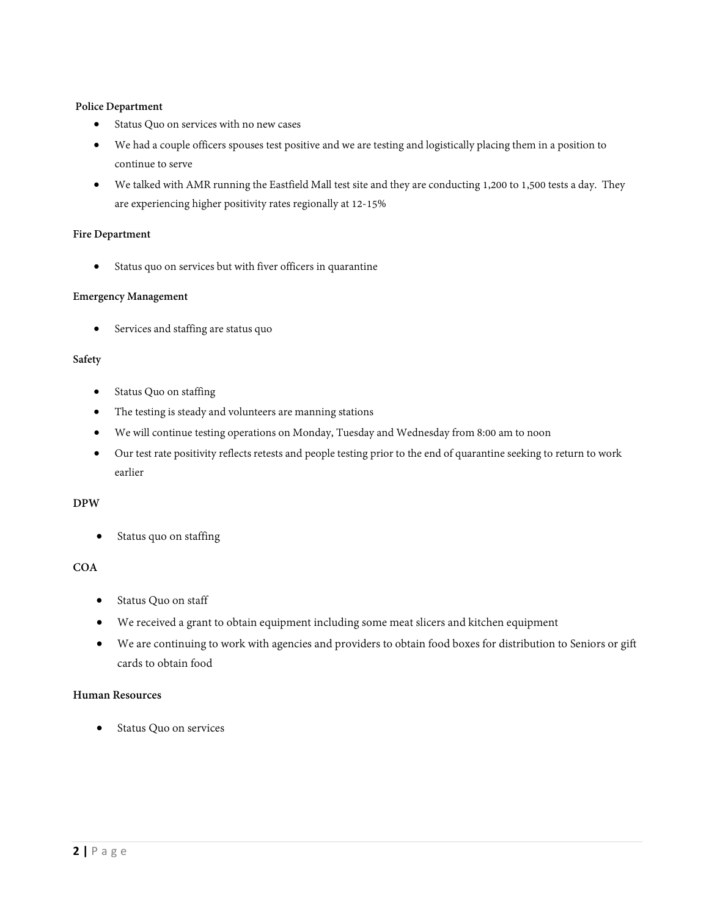**Police Department**

- Status Quo on services with no new cases
- We had a couple officers spouses test positive and we are testing and logistically placing them in a position to continue to serve
- We talked with AMR running the Eastfield Mall test site and they are conducting 1,200 to 1,500 tests a day. They are experiencing higher positivity rates regionally at 12-15%

**Fire Department**

- Status quo on services but with fiver officers in quarantine

**Emergency Management**

- Services and staffing are status quo

**Safety**

- Status Quo on staffing
- The testing is steady and volunteers are manning stations
- We will continue testing operations on Monday, Tuesday and Wednesday from 8:00 am to noon
- Our test rate positivity reflects retests and people testing prior to the end of quarantine seeking to return to work earlier

**DPW**

- Status quo on staffing

**COA**

- Status Quo on staff
- We received a grant to obtain equipment including some meat slicers and kitchen equipment
- We are continuing to work with agencies and providers to obtain food boxes for distribution to Seniors or gift cards to obtain food

**Human Resources**

- Status Quo on services